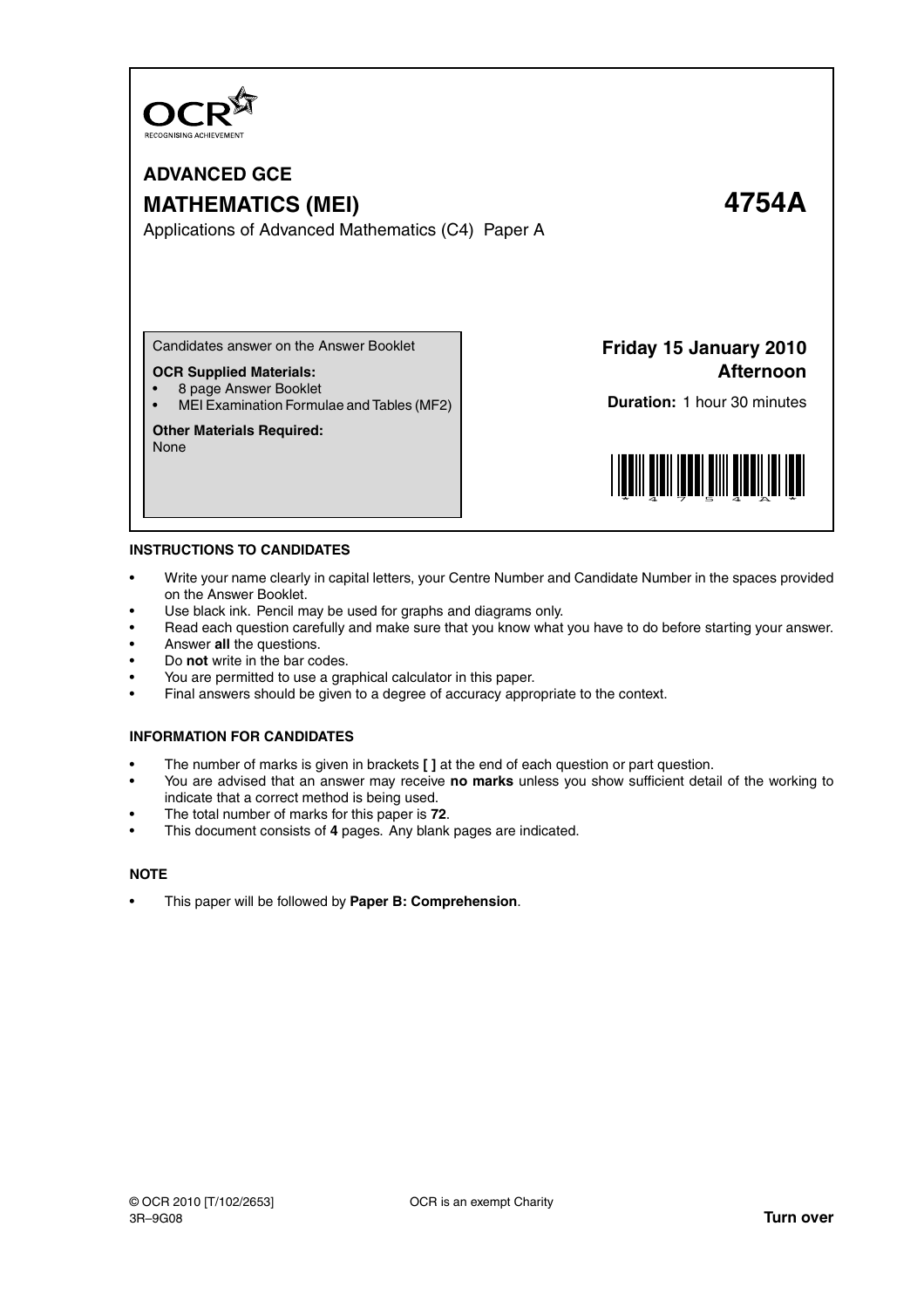OCR

RECOGNISING ACHIEVEMENT

# ADVANCED GCE

# MATHEMATICS (MEI) 4754A

Applications of Advanced Mathematics (C4) Paper A

Candidates answer on the Answer Booklet

**OCR Supplied Materials:**

- 8 page Answer Booklet
- MEI Examination Formulae and Tables (MF2)

**Other Materials Required:**
None

**Friday 15 January 2010**
**Afternoon**

**Duration:** 1 hour 30 minutes

**INSTRUCTIONS TO CANDIDATES**

- Write your name clearly in capital letters, your Centre Number and Candidate Number in the spaces provided on the Answer Booklet.
- Use black ink. Pencil may be used for graphs and diagrams only.
- Read each question carefully and make sure that you know what you have to do before starting your answer.
- Answer **all** the questions.
- Do **not** write in the bar codes.
- You are permitted to use a graphical calculator in this paper.
- Final answers should be given to a degree of accuracy appropriate to the context.

**INFORMATION FOR CANDIDATES**

- The number of marks is given in brackets **[ ]** at the end of each question or part question.
- You are advised that an answer may receive **no marks** unless you show sufficient detail of the working to indicate that a correct method is being used.
- The total number of marks for this paper is **72**.
- This document consists of **4** pages. Any blank pages are indicated.

**NOTE**

- This paper will be followed by **Paper B: Comprehension**.

© OCR 2010 [T/102/2653]
3R–9G08

OCR is an exempt Charity

**Turn over**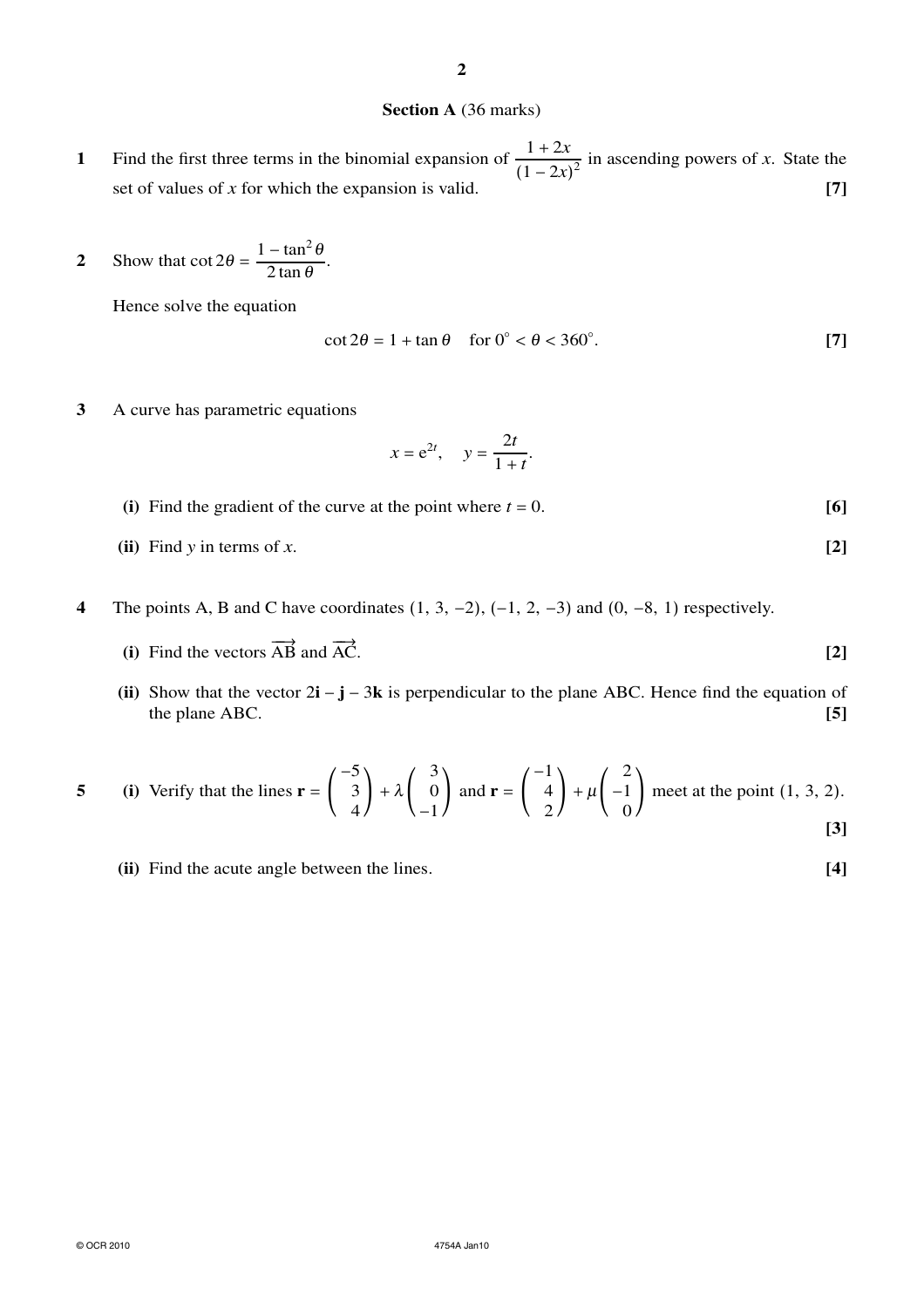## Section A (36 marks)

**1** Find the first three terms in the binomial expansion of $\dfrac{1 + 2x}{(1 - 2x)^2}$ in ascending powers of $x$. State the set of values of $x$ for which the expansion is valid. **[7]**

**2** Show that $\cot 2\theta = \dfrac{1 - \tan^2\theta}{2\tan\theta}$.

Hence solve the equation

$$\cot 2\theta = 1 + \tan\theta \quad \text{for } 0° < \theta < 360°.$$ **[7]**

**3** A curve has parametric equations

$$x = e^{2t}, \quad y = \frac{2t}{1+t}.$$

**(i)** Find the gradient of the curve at the point where $t = 0$. **[6]**

**(ii)** Find $y$ in terms of $x$. **[2]**

**4** The points A, B and C have coordinates $(1, 3, -2)$, $(-1, 2, -3)$ and $(0, -8, 1)$ respectively.

**(i)** Find the vectors $\overrightarrow{AB}$ and $\overrightarrow{AC}$. **[2]**

**(ii)** Show that the vector $2\mathbf{i} - \mathbf{j} - 3\mathbf{k}$ is perpendicular to the plane ABC. Hence find the equation of the plane ABC. **[5]**

**5** **(i)** Verify that the lines $\mathbf{r} = \begin{pmatrix} -5 \\ 3 \\ 4 \end{pmatrix} + \lambda\begin{pmatrix} 3 \\ 0 \\ -1 \end{pmatrix}$ and $\mathbf{r} = \begin{pmatrix} -1 \\ 4 \\ 2 \end{pmatrix} + \mu\begin{pmatrix} 2 \\ -1 \\ 0 \end{pmatrix}$ meet at the point $(1, 3, 2)$. **[3]**

**(ii)** Find the acute angle between the lines. **[4]**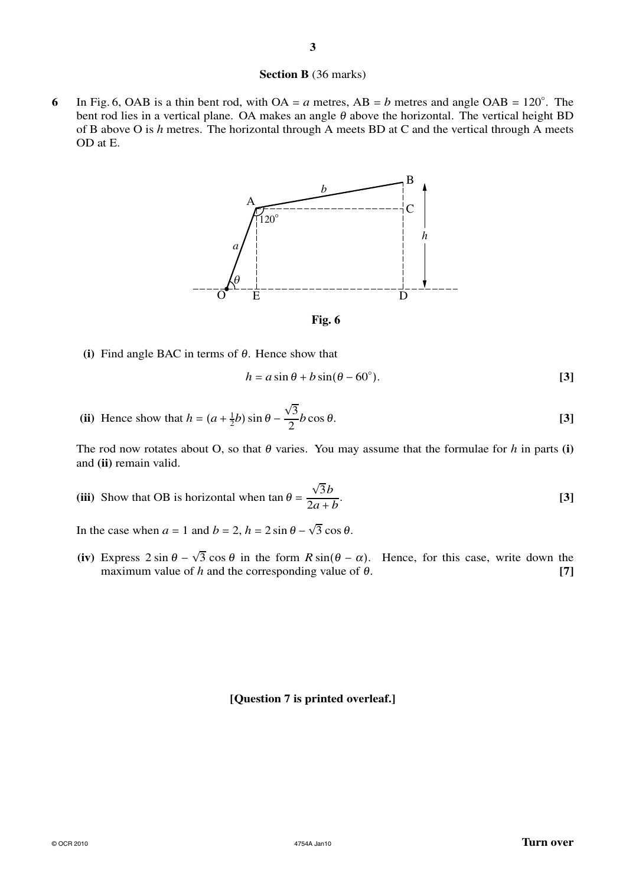## Section B (36 marks)

**6** In Fig. 6, OAB is a thin bent rod, with OA = $a$ metres, AB = $b$ metres and angle OAB = $120°$. The bent rod lies in a vertical plane. OA makes an angle $\theta$ above the horizontal. The vertical height BD of B above O is $h$ metres. The horizontal through A meets BD at C and the vertical through A meets OD at E.

**Fig. 6**

**(i)** Find angle BAC in terms of $\theta$. Hence show that

$$h = a\sin\theta + b\sin(\theta - 60°).$$ **[3]**

**(ii)** Hence show that $h = (a + \frac{1}{2}b)\sin\theta - \frac{\sqrt{3}}{2}b\cos\theta$. **[3]**

The rod now rotates about O, so that $\theta$ varies. You may assume that the formulae for $h$ in parts **(i)** and **(ii)** remain valid.

**(iii)** Show that OB is horizontal when $\tan\theta = \dfrac{\sqrt{3}b}{2a + b}$. **[3]**

In the case when $a = 1$ and $b = 2$, $h = 2\sin\theta - \sqrt{3}\cos\theta$.

**(iv)** Express $2\sin\theta - \sqrt{3}\cos\theta$ in the form $R\sin(\theta - \alpha)$. Hence, for this case, write down the maximum value of $h$ and the corresponding value of $\theta$. **[7]**

**[Question 7 is printed overleaf.]**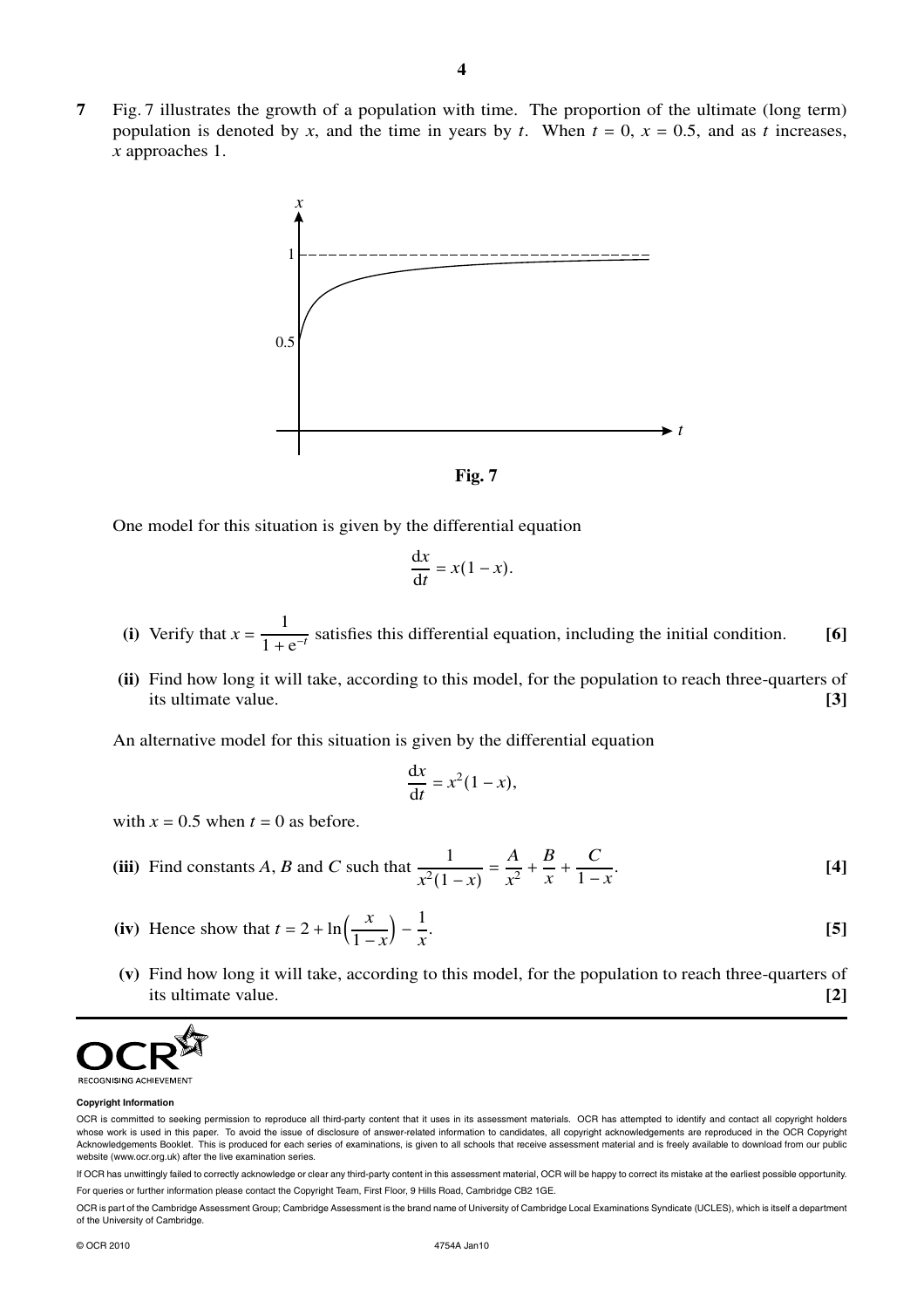**7** Fig. 7 illustrates the growth of a population with time. The proportion of the ultimate (long term) population is denoted by $x$, and the time in years by $t$. When $t = 0$, $x = 0.5$, and as $t$ increases, $x$ approaches 1.

x

1

0.5

t

**Fig. 7**

One model for this situation is given by the differential equation

$$\frac{\mathrm{d}x}{\mathrm{d}t} = x(1 - x).$$

**(i)** Verify that $x = \dfrac{1}{1 + \mathrm{e}^{-t}}$ satisfies this differential equation, including the initial condition. **[6]**

**(ii)** Find how long it will take, according to this model, for the population to reach three-quarters of its ultimate value. **[3]**

An alternative model for this situation is given by the differential equation

$$\frac{\mathrm{d}x}{\mathrm{d}t} = x^2(1 - x),$$

with $x = 0.5$ when $t = 0$ as before.

**(iii)** Find constants $A$, $B$ and $C$ such that $\dfrac{1}{x^2(1 - x)} = \dfrac{A}{x^2} + \dfrac{B}{x} + \dfrac{C}{1 - x}$. **[4]**

**(iv)** Hence show that $t = 2 + \ln\left(\dfrac{x}{1 - x}\right) - \dfrac{1}{x}$. **[5]**

**(v)** Find how long it will take, according to this model, for the population to reach three-quarters of its ultimate value. **[2]**

**Copyright Information**

OCR is committed to seeking permission to reproduce all third-party content that it uses in its assessment materials. OCR has attempted to identify and contact all copyright holders whose work is used in this paper. To avoid the issue of disclosure of answer-related information to candidates, all copyright acknowledgements are reproduced in the OCR Copyright Acknowledgements Booklet. This is produced for each series of examinations, is given to all schools that receive assessment material and is freely available to download from our public website (www.ocr.org.uk) after the live examination series.

If OCR has unwittingly failed to correctly acknowledge or clear any third-party content in this assessment material, OCR will be happy to correct its mistake at the earliest possible opportunity.

For queries or further information please contact the Copyright Team, First Floor, 9 Hills Road, Cambridge CB2 1GE.

OCR is part of the Cambridge Assessment Group; Cambridge Assessment is the brand name of University of Cambridge Local Examinations Syndicate (UCLES), which is itself a department of the University of Cambridge.

© OCR 2010 4754A Jan10